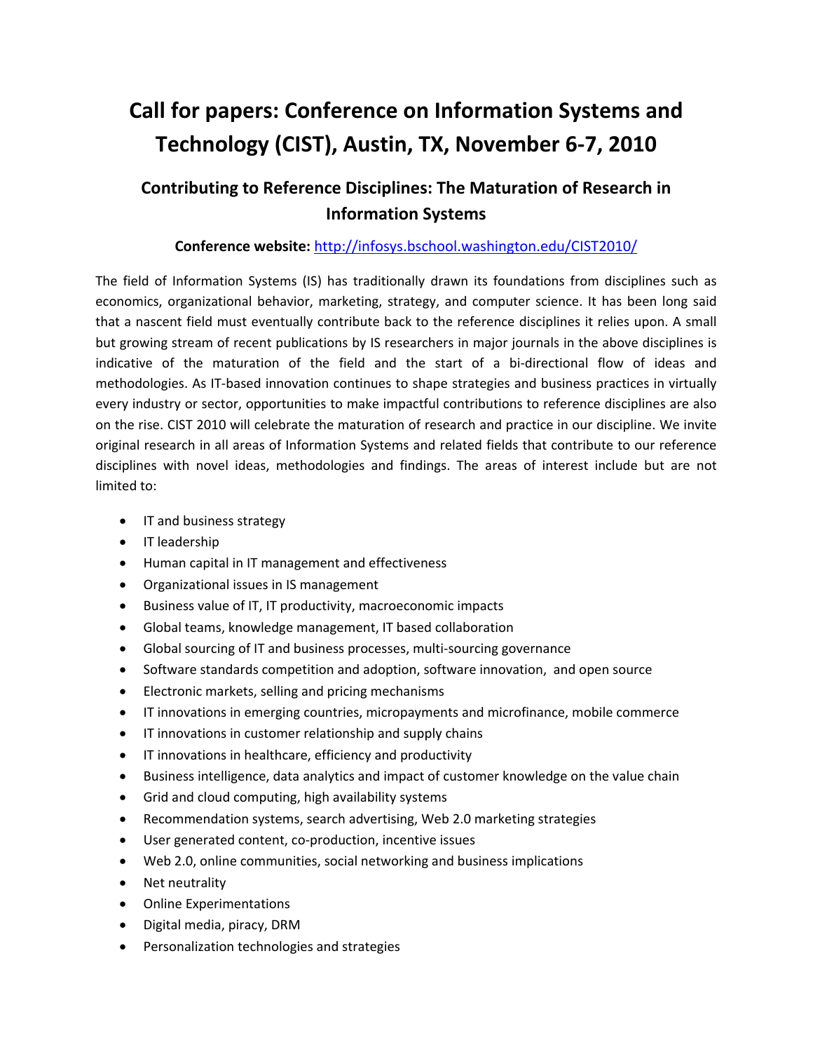# Call for papers: Conference on Information Systems and Technology (CIST), Austin, TX, November 6-7, 2010

## Contributing to Reference Disciplines: The Maturation of Research in Information Systems

**Conference website:** [http://infosys.bschool.washington.edu/CIST2010/](http://infosys.bschool.washington.edu/CIST2010/)

The field of Information Systems (IS) has traditionally drawn its foundations from disciplines such as economics, organizational behavior, marketing, strategy, and computer science. It has been long said that a nascent field must eventually contribute back to the reference disciplines it relies upon. A small but growing stream of recent publications by IS researchers in major journals in the above disciplines is indicative of the maturation of the field and the start of a bi-directional flow of ideas and methodologies. As IT-based innovation continues to shape strategies and business practices in virtually every industry or sector, opportunities to make impactful contributions to reference disciplines are also on the rise. CIST 2010 will celebrate the maturation of research and practice in our discipline. We invite original research in all areas of Information Systems and related fields that contribute to our reference disciplines with novel ideas, methodologies and findings. The areas of interest include but are not limited to:

- IT and business strategy
- IT leadership
- Human capital in IT management and effectiveness
- Organizational issues in IS management
- Business value of IT, IT productivity, macroeconomic impacts
- Global teams, knowledge management, IT based collaboration
- Global sourcing of IT and business processes, multi-sourcing governance
- Software standards competition and adoption, software innovation, and open source
- Electronic markets, selling and pricing mechanisms
- IT innovations in emerging countries, micropayments and microfinance, mobile commerce
- IT innovations in customer relationship and supply chains
- IT innovations in healthcare, efficiency and productivity
- Business intelligence, data analytics and impact of customer knowledge on the value chain
- Grid and cloud computing, high availability systems
- Recommendation systems, search advertising, Web 2.0 marketing strategies
- User generated content, co-production, incentive issues
- Web 2.0, online communities, social networking and business implications
- Net neutrality
- Online Experimentations
- Digital media, piracy, DRM
- Personalization technologies and strategies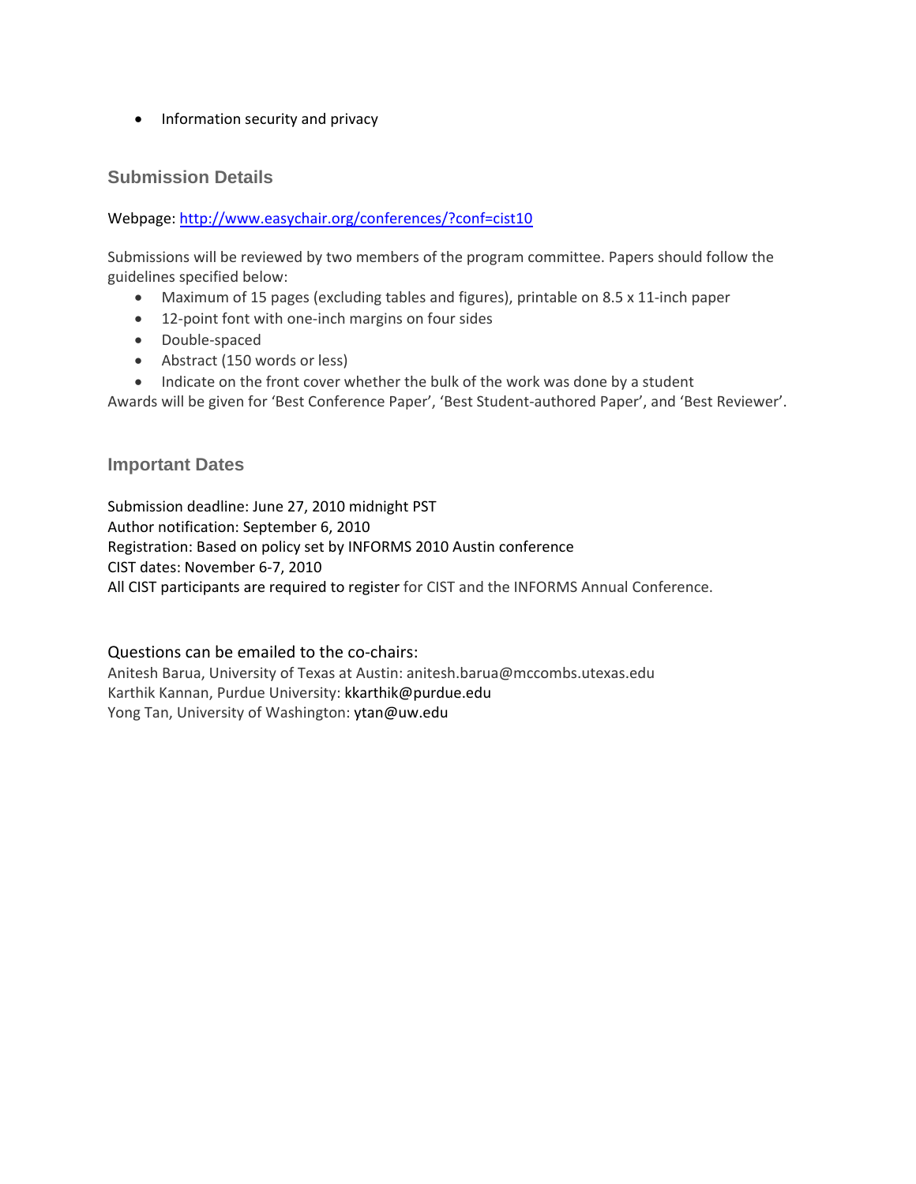- Information security and privacy

## Submission Details

Webpage: [http://www.easychair.org/conferences/?conf=cist10](http://www.easychair.org/conferences/?conf=cist10)

Submissions will be reviewed by two members of the program committee. Papers should follow the guidelines specified below:

- Maximum of 15 pages (excluding tables and figures), printable on 8.5 x 11-inch paper
- 12-point font with one-inch margins on four sides
- Double-spaced
- Abstract (150 words or less)
- Indicate on the front cover whether the bulk of the work was done by a student

Awards will be given for 'Best Conference Paper', 'Best Student-authored Paper', and 'Best Reviewer'.

## Important Dates

Submission deadline: June 27, 2010 midnight PST
Author notification: September 6, 2010
Registration: Based on policy set by INFORMS 2010 Austin conference
CIST dates: November 6-7, 2010
All CIST participants are required to register for CIST and the INFORMS Annual Conference.

Questions can be emailed to the co-chairs:
Anitesh Barua, University of Texas at Austin: anitesh.barua@mccombs.utexas.edu
Karthik Kannan, Purdue University: kkarthik@purdue.edu
Yong Tan, University of Washington: ytan@uw.edu